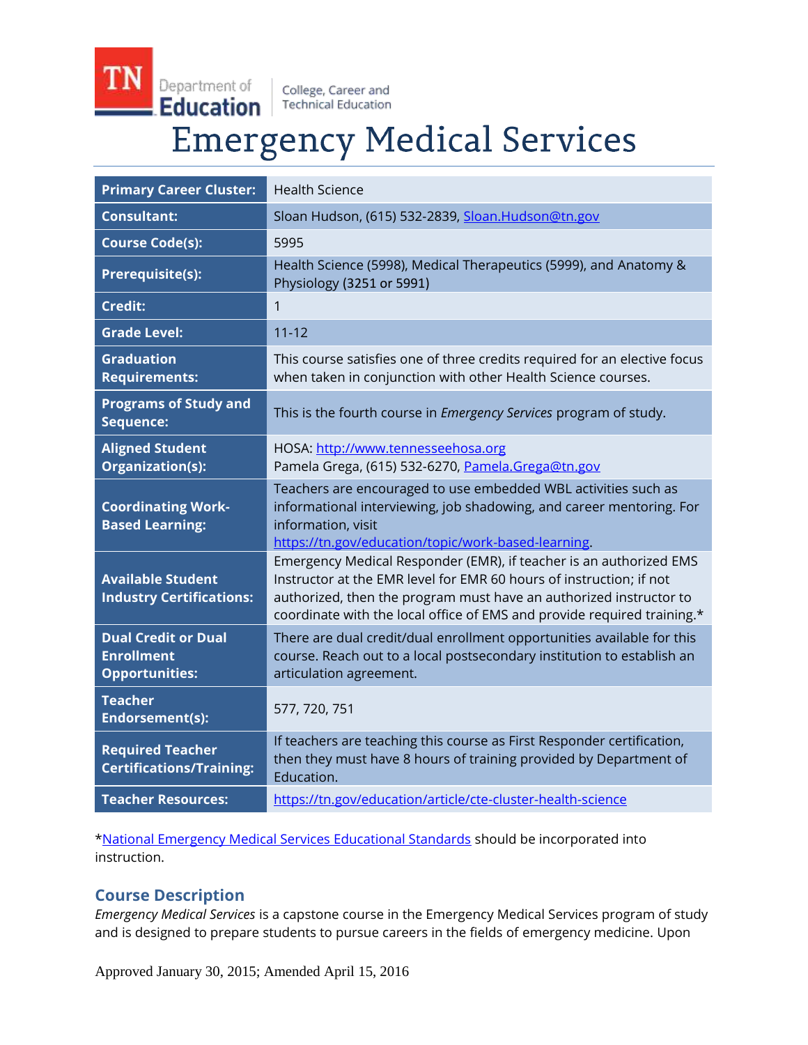TN Department of Education | College, Career and Technical Education

# Emergency Medical Services

| | |
|---|---|
| **Primary Career Cluster:** | Health Science |
| **Consultant:** | Sloan Hudson, (615) 532-2839, Sloan.Hudson@tn.gov |
| **Course Code(s):** | 5995 |
| **Prerequisite(s):** | Health Science (5998), Medical Therapeutics (5999), and Anatomy & Physiology (3251 or 5991) |
| **Credit:** | 1 |
| **Grade Level:** | 11-12 |
| **Graduation Requirements:** | This course satisfies one of three credits required for an elective focus when taken in conjunction with other Health Science courses. |
| **Programs of Study and Sequence:** | This is the fourth course in *Emergency Services* program of study. |
| **Aligned Student Organization(s):** | HOSA: http://www.tennesseehosa.org<br>Pamela Grega, (615) 532-6270, Pamela.Grega@tn.gov |
| **Coordinating Work-Based Learning:** | Teachers are encouraged to use embedded WBL activities such as informational interviewing, job shadowing, and career mentoring. For information, visit https://tn.gov/education/topic/work-based-learning. |
| **Available Student Industry Certifications:** | Emergency Medical Responder (EMR), if teacher is an authorized EMS Instructor at the EMR level for EMR 60 hours of instruction; if not authorized, then the program must have an authorized instructor to coordinate with the local office of EMS and provide required training.* |
| **Dual Credit or Dual Enrollment Opportunities:** | There are dual credit/dual enrollment opportunities available for this course. Reach out to a local postsecondary institution to establish an articulation agreement. |
| **Teacher Endorsement(s):** | 577, 720, 751 |
| **Required Teacher Certifications/Training:** | If teachers are teaching this course as First Responder certification, then they must have 8 hours of training provided by Department of Education. |
| **Teacher Resources:** | https://tn.gov/education/article/cte-cluster-health-science |

*National Emergency Medical Services Educational Standards should be incorporated into instruction.

## Course Description

*Emergency Medical Services* is a capstone course in the Emergency Medical Services program of study and is designed to prepare students to pursue careers in the fields of emergency medicine. Upon

Approved January 30, 2015; Amended April 15, 2016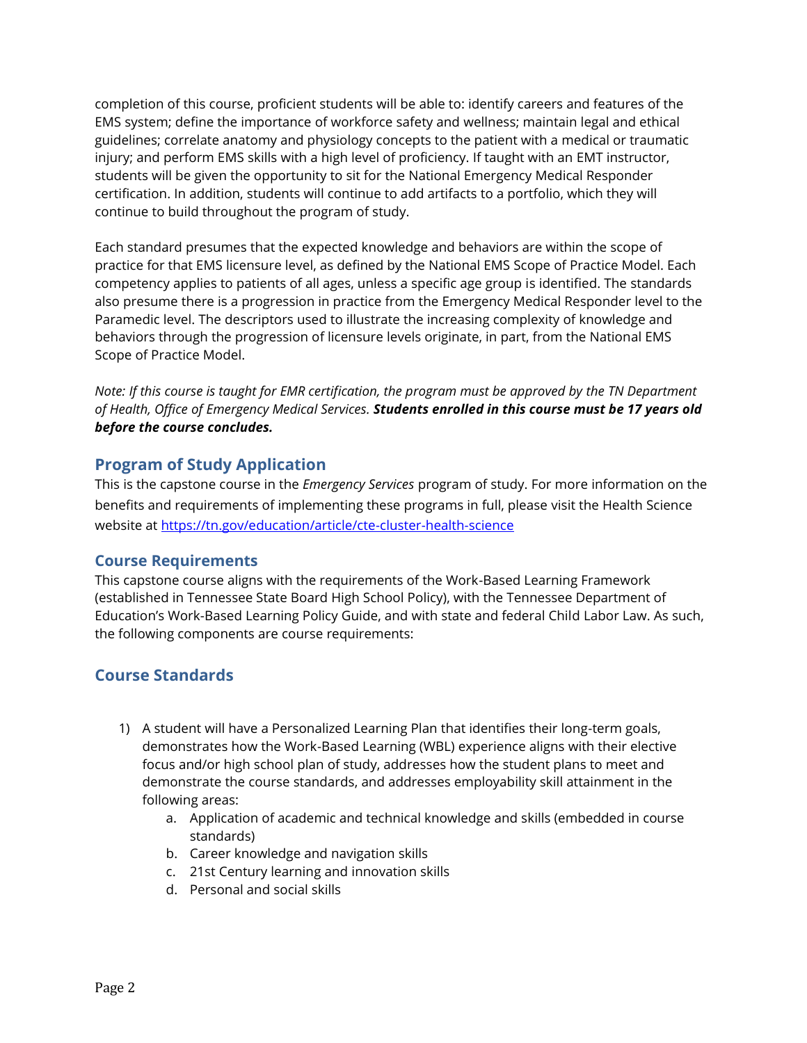completion of this course, proficient students will be able to: identify careers and features of the EMS system; define the importance of workforce safety and wellness; maintain legal and ethical guidelines; correlate anatomy and physiology concepts to the patient with a medical or traumatic injury; and perform EMS skills with a high level of proficiency. If taught with an EMT instructor, students will be given the opportunity to sit for the National Emergency Medical Responder certification. In addition, students will continue to add artifacts to a portfolio, which they will continue to build throughout the program of study.

Each standard presumes that the expected knowledge and behaviors are within the scope of practice for that EMS licensure level, as defined by the National EMS Scope of Practice Model. Each competency applies to patients of all ages, unless a specific age group is identified. The standards also presume there is a progression in practice from the Emergency Medical Responder level to the Paramedic level. The descriptors used to illustrate the increasing complexity of knowledge and behaviors through the progression of licensure levels originate, in part, from the National EMS Scope of Practice Model.

*Note: If this course is taught for EMR certification, the program must be approved by the TN Department of Health, Office of Emergency Medical Services.* ***Students enrolled in this course must be 17 years old before the course concludes.***

## Program of Study Application

This is the capstone course in the *Emergency Services* program of study. For more information on the benefits and requirements of implementing these programs in full, please visit the Health Science website at https://tn.gov/education/article/cte-cluster-health-science

## Course Requirements

This capstone course aligns with the requirements of the Work-Based Learning Framework (established in Tennessee State Board High School Policy), with the Tennessee Department of Education's Work-Based Learning Policy Guide, and with state and federal Child Labor Law. As such, the following components are course requirements:

## Course Standards

1) A student will have a Personalized Learning Plan that identifies their long-term goals, demonstrates how the Work-Based Learning (WBL) experience aligns with their elective focus and/or high school plan of study, addresses how the student plans to meet and demonstrate the course standards, and addresses employability skill attainment in the following areas:
    a. Application of academic and technical knowledge and skills (embedded in course standards)
    b. Career knowledge and navigation skills
    c. 21st Century learning and innovation skills
    d. Personal and social skills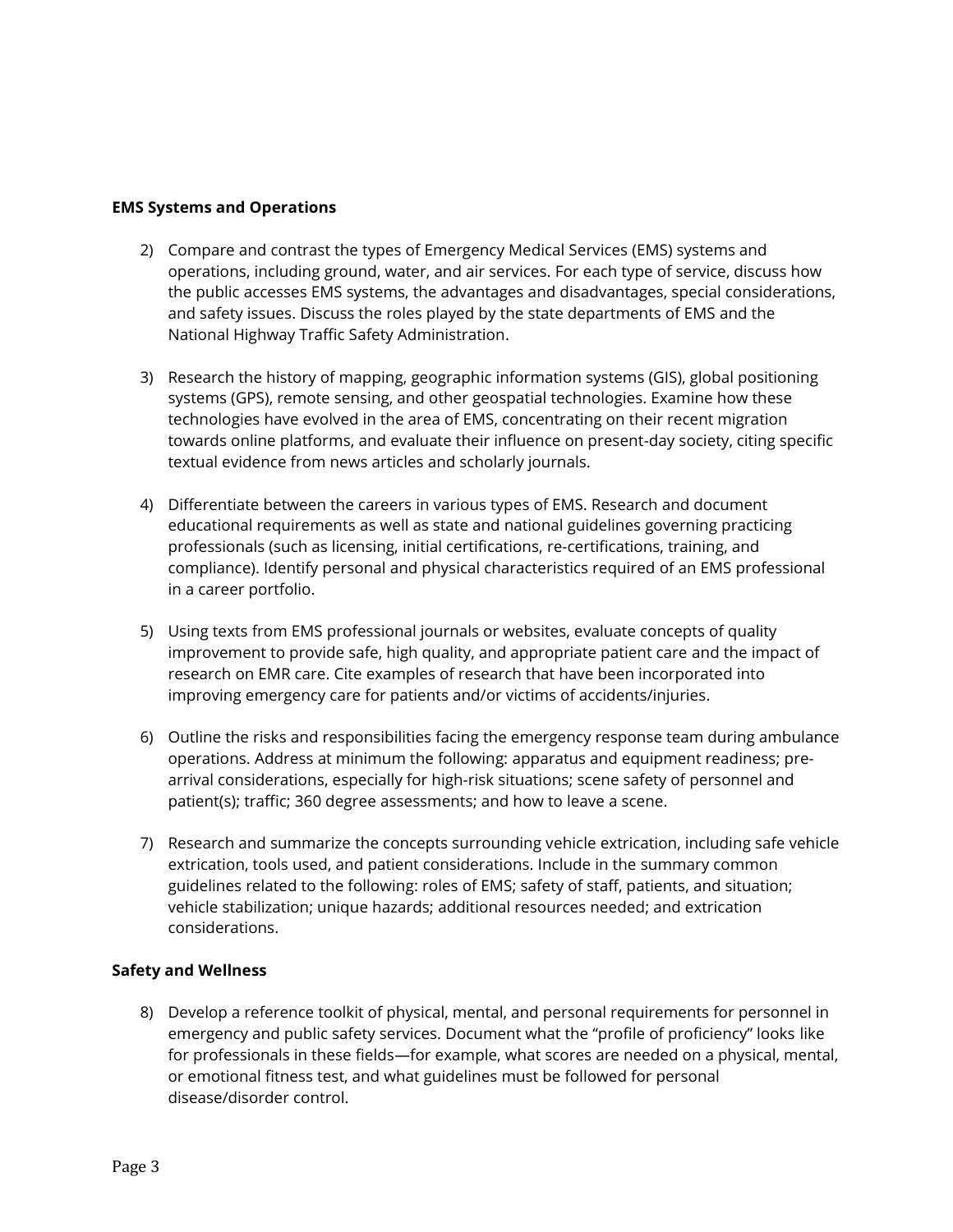**EMS Systems and Operations**

2) Compare and contrast the types of Emergency Medical Services (EMS) systems and operations, including ground, water, and air services. For each type of service, discuss how the public accesses EMS systems, the advantages and disadvantages, special considerations, and safety issues. Discuss the roles played by the state departments of EMS and the National Highway Traffic Safety Administration.

3) Research the history of mapping, geographic information systems (GIS), global positioning systems (GPS), remote sensing, and other geospatial technologies. Examine how these technologies have evolved in the area of EMS, concentrating on their recent migration towards online platforms, and evaluate their influence on present-day society, citing specific textual evidence from news articles and scholarly journals.

4) Differentiate between the careers in various types of EMS. Research and document educational requirements as well as state and national guidelines governing practicing professionals (such as licensing, initial certifications, re-certifications, training, and compliance). Identify personal and physical characteristics required of an EMS professional in a career portfolio.

5) Using texts from EMS professional journals or websites, evaluate concepts of quality improvement to provide safe, high quality, and appropriate patient care and the impact of research on EMR care. Cite examples of research that have been incorporated into improving emergency care for patients and/or victims of accidents/injuries.

6) Outline the risks and responsibilities facing the emergency response team during ambulance operations. Address at minimum the following: apparatus and equipment readiness; pre-arrival considerations, especially for high-risk situations; scene safety of personnel and patient(s); traffic; 360 degree assessments; and how to leave a scene.

7) Research and summarize the concepts surrounding vehicle extrication, including safe vehicle extrication, tools used, and patient considerations. Include in the summary common guidelines related to the following: roles of EMS; safety of staff, patients, and situation; vehicle stabilization; unique hazards; additional resources needed; and extrication considerations.

**Safety and Wellness**

8) Develop a reference toolkit of physical, mental, and personal requirements for personnel in emergency and public safety services. Document what the "profile of proficiency" looks like for professionals in these fields—for example, what scores are needed on a physical, mental, or emotional fitness test, and what guidelines must be followed for personal disease/disorder control.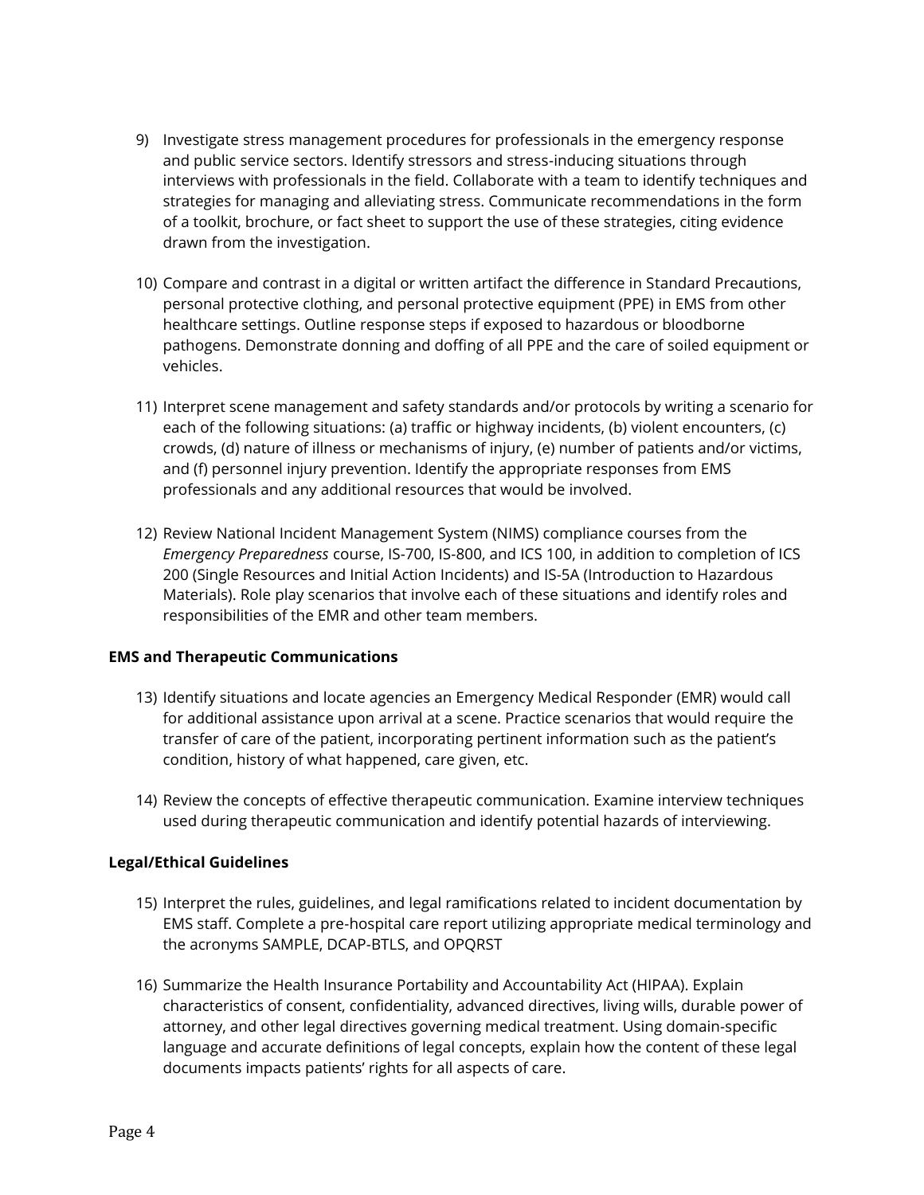9) Investigate stress management procedures for professionals in the emergency response and public service sectors. Identify stressors and stress-inducing situations through interviews with professionals in the field. Collaborate with a team to identify techniques and strategies for managing and alleviating stress. Communicate recommendations in the form of a toolkit, brochure, or fact sheet to support the use of these strategies, citing evidence drawn from the investigation.

10) Compare and contrast in a digital or written artifact the difference in Standard Precautions, personal protective clothing, and personal protective equipment (PPE) in EMS from other healthcare settings. Outline response steps if exposed to hazardous or bloodborne pathogens. Demonstrate donning and doffing of all PPE and the care of soiled equipment or vehicles.

11) Interpret scene management and safety standards and/or protocols by writing a scenario for each of the following situations: (a) traffic or highway incidents, (b) violent encounters, (c) crowds, (d) nature of illness or mechanisms of injury, (e) number of patients and/or victims, and (f) personnel injury prevention. Identify the appropriate responses from EMS professionals and any additional resources that would be involved.

12) Review National Incident Management System (NIMS) compliance courses from the *Emergency Preparedness* course, IS-700, IS-800, and ICS 100, in addition to completion of ICS 200 (Single Resources and Initial Action Incidents) and IS-5A (Introduction to Hazardous Materials). Role play scenarios that involve each of these situations and identify roles and responsibilities of the EMR and other team members.

**EMS and Therapeutic Communications**

13) Identify situations and locate agencies an Emergency Medical Responder (EMR) would call for additional assistance upon arrival at a scene. Practice scenarios that would require the transfer of care of the patient, incorporating pertinent information such as the patient's condition, history of what happened, care given, etc.

14) Review the concepts of effective therapeutic communication. Examine interview techniques used during therapeutic communication and identify potential hazards of interviewing.

**Legal/Ethical Guidelines**

15) Interpret the rules, guidelines, and legal ramifications related to incident documentation by EMS staff. Complete a pre-hospital care report utilizing appropriate medical terminology and the acronyms SAMPLE, DCAP-BTLS, and OPQRST

16) Summarize the Health Insurance Portability and Accountability Act (HIPAA). Explain characteristics of consent, confidentiality, advanced directives, living wills, durable power of attorney, and other legal directives governing medical treatment. Using domain-specific language and accurate definitions of legal concepts, explain how the content of these legal documents impacts patients' rights for all aspects of care.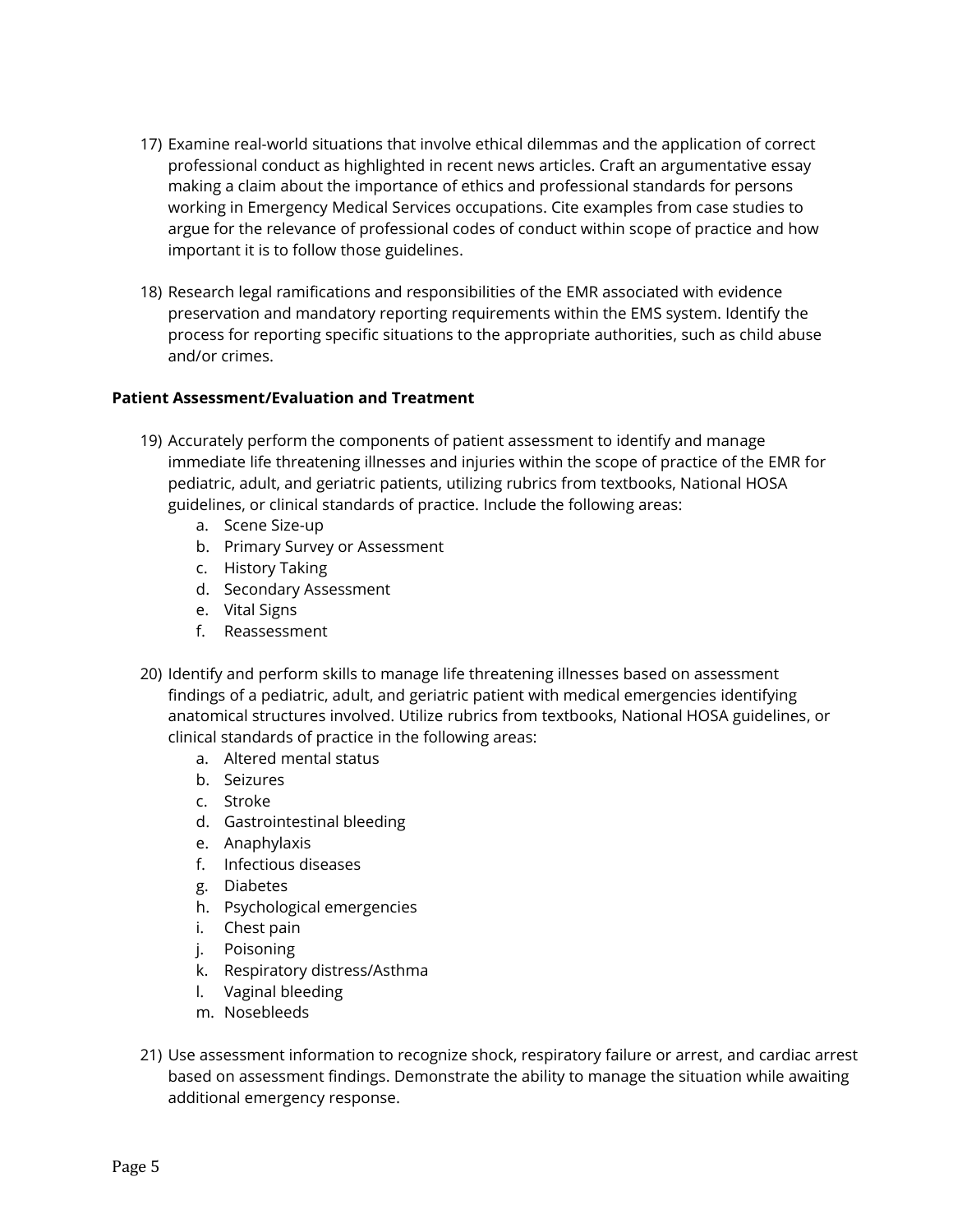17) Examine real-world situations that involve ethical dilemmas and the application of correct professional conduct as highlighted in recent news articles. Craft an argumentative essay making a claim about the importance of ethics and professional standards for persons working in Emergency Medical Services occupations. Cite examples from case studies to argue for the relevance of professional codes of conduct within scope of practice and how important it is to follow those guidelines.

18) Research legal ramifications and responsibilities of the EMR associated with evidence preservation and mandatory reporting requirements within the EMS system. Identify the process for reporting specific situations to the appropriate authorities, such as child abuse and/or crimes.

**Patient Assessment/Evaluation and Treatment**

19) Accurately perform the components of patient assessment to identify and manage immediate life threatening illnesses and injuries within the scope of practice of the EMR for pediatric, adult, and geriatric patients, utilizing rubrics from textbooks, National HOSA guidelines, or clinical standards of practice. Include the following areas:
    a. Scene Size-up
    b. Primary Survey or Assessment
    c. History Taking
    d. Secondary Assessment
    e. Vital Signs
    f. Reassessment

20) Identify and perform skills to manage life threatening illnesses based on assessment findings of a pediatric, adult, and geriatric patient with medical emergencies identifying anatomical structures involved. Utilize rubrics from textbooks, National HOSA guidelines, or clinical standards of practice in the following areas:
    a. Altered mental status
    b. Seizures
    c. Stroke
    d. Gastrointestinal bleeding
    e. Anaphylaxis
    f. Infectious diseases
    g. Diabetes
    h. Psychological emergencies
    i. Chest pain
    j. Poisoning
    k. Respiratory distress/Asthma
    l. Vaginal bleeding
    m. Nosebleeds

21) Use assessment information to recognize shock, respiratory failure or arrest, and cardiac arrest based on assessment findings. Demonstrate the ability to manage the situation while awaiting additional emergency response.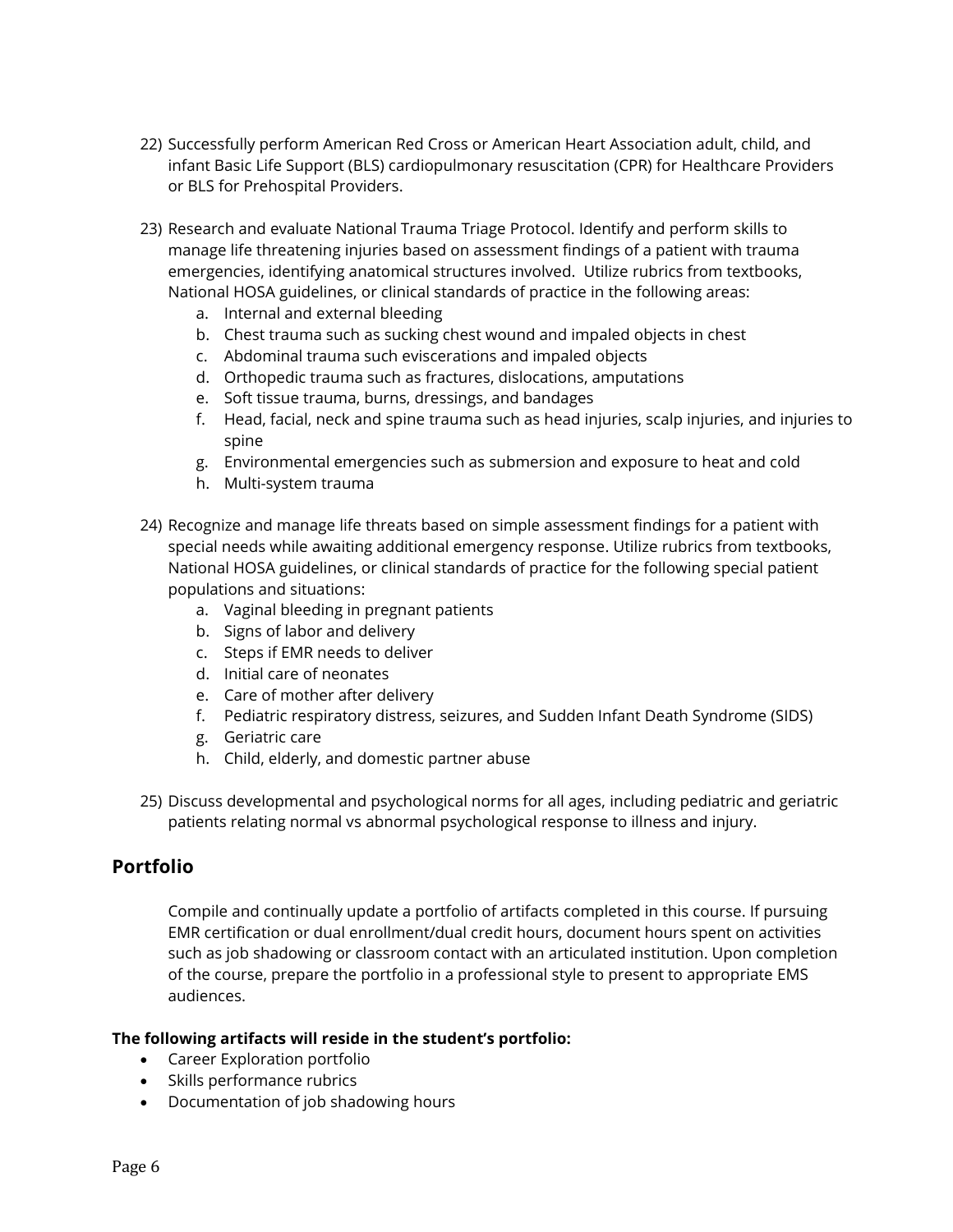22) Successfully perform American Red Cross or American Heart Association adult, child, and infant Basic Life Support (BLS) cardiopulmonary resuscitation (CPR) for Healthcare Providers or BLS for Prehospital Providers.

23) Research and evaluate National Trauma Triage Protocol. Identify and perform skills to manage life threatening injuries based on assessment findings of a patient with trauma emergencies, identifying anatomical structures involved. Utilize rubrics from textbooks, National HOSA guidelines, or clinical standards of practice in the following areas:
    a. Internal and external bleeding
    b. Chest trauma such as sucking chest wound and impaled objects in chest
    c. Abdominal trauma such eviscerations and impaled objects
    d. Orthopedic trauma such as fractures, dislocations, amputations
    e. Soft tissue trauma, burns, dressings, and bandages
    f. Head, facial, neck and spine trauma such as head injuries, scalp injuries, and injuries to spine
    g. Environmental emergencies such as submersion and exposure to heat and cold
    h. Multi-system trauma

24) Recognize and manage life threats based on simple assessment findings for a patient with special needs while awaiting additional emergency response. Utilize rubrics from textbooks, National HOSA guidelines, or clinical standards of practice for the following special patient populations and situations:
    a. Vaginal bleeding in pregnant patients
    b. Signs of labor and delivery
    c. Steps if EMR needs to deliver
    d. Initial care of neonates
    e. Care of mother after delivery
    f. Pediatric respiratory distress, seizures, and Sudden Infant Death Syndrome (SIDS)
    g. Geriatric care
    h. Child, elderly, and domestic partner abuse

25) Discuss developmental and psychological norms for all ages, including pediatric and geriatric patients relating normal vs abnormal psychological response to illness and injury.

## Portfolio

Compile and continually update a portfolio of artifacts completed in this course. If pursuing EMR certification or dual enrollment/dual credit hours, document hours spent on activities such as job shadowing or classroom contact with an articulated institution. Upon completion of the course, prepare the portfolio in a professional style to present to appropriate EMS audiences.

**The following artifacts will reside in the student's portfolio:**

- Career Exploration portfolio
- Skills performance rubrics
- Documentation of job shadowing hours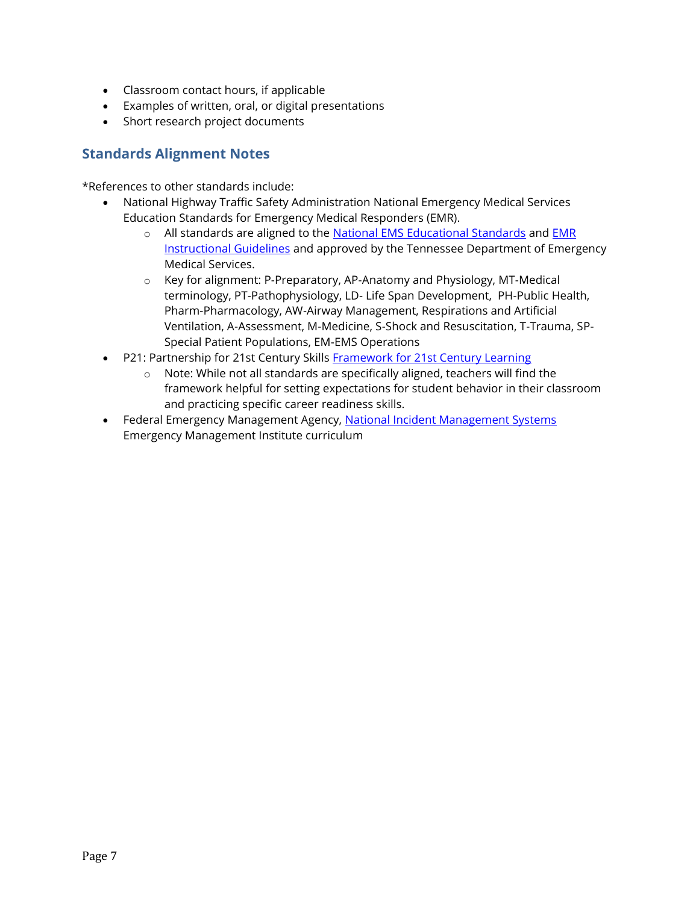- Classroom contact hours, if applicable
- Examples of written, oral, or digital presentations
- Short research project documents

## Standards Alignment Notes

*References to other standards include:

- National Highway Traffic Safety Administration National Emergency Medical Services Education Standards for Emergency Medical Responders (EMR).
  - All standards are aligned to the National EMS Educational Standards and EMR Instructional Guidelines and approved by the Tennessee Department of Emergency Medical Services.
  - Key for alignment: P-Preparatory, AP-Anatomy and Physiology, MT-Medical terminology, PT-Pathophysiology, LD- Life Span Development, PH-Public Health, Pharm-Pharmacology, AW-Airway Management, Respirations and Artificial Ventilation, A-Assessment, M-Medicine, S-Shock and Resuscitation, T-Trauma, SP-Special Patient Populations, EM-EMS Operations
- P21: Partnership for 21st Century Skills Framework for 21st Century Learning
  - Note: While not all standards are specifically aligned, teachers will find the framework helpful for setting expectations for student behavior in their classroom and practicing specific career readiness skills.
- Federal Emergency Management Agency, National Incident Management Systems Emergency Management Institute curriculum